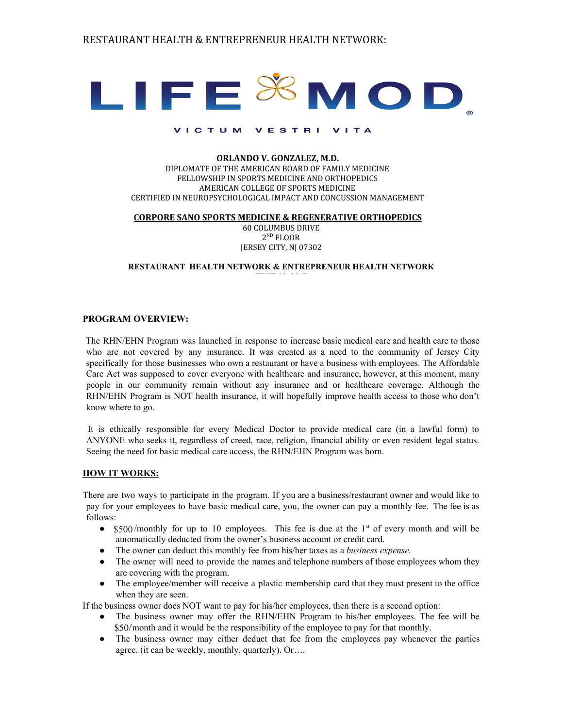RESTAURANT HEALTH & ENTREPRENEUR HEALTH NETWORK:

LIFE MOD®

VICTUM VESTRI VITA

**ORLANDO V. GONZALEZ, M.D.**
DIPLOMATE OF THE AMERICAN BOARD OF FAMILY MEDICINE
FELLOWSHIP IN SPORTS MEDICINE AND ORTHOPEDICS
AMERICAN COLLEGE OF SPORTS MEDICINE
CERTIFIED IN NEUROPSYCHOLOGICAL IMPACT AND CONCUSSION MANAGEMENT

**CORPORE SANO SPORTS MEDICINE & REGENERATIVE ORTHOPEDICS**
60 COLUMBUS DRIVE
2ND FLOOR
JERSEY CITY, NJ 07302

**RESTAURANT HEALTH NETWORK & ENTREPRENEUR HEALTH NETWORK**

**PROGRAM OVERVIEW:**

The RHN/EHN Program was launched in response to increase basic medical care and health care to those who are not covered by any insurance. It was created as a need to the community of Jersey City specifically for those businesses who own a restaurant or have a business with employees. The Affordable Care Act was supposed to cover everyone with healthcare and insurance, however, at this moment, many people in our community remain without any insurance and or healthcare coverage. Although the RHN/EHN Program is NOT health insurance, it will hopefully improve health access to those who don't know where to go.

It is ethically responsible for every Medical Doctor to provide medical care (in a lawful form) to ANYONE who seeks it, regardless of creed, race, religion, financial ability or even resident legal status. Seeing the need for basic medical care access, the RHN/EHN Program was born.

**HOW IT WORKS:**

There are two ways to participate in the program. If you are a business/restaurant owner and would like to pay for your employees to have basic medical care, you, the owner can pay a monthly fee. The fee is as follows:

- $500/monthly for up to 10 employees. This fee is due at the 1st of every month and will be automatically deducted from the owner's business account or credit card.
- The owner can deduct this monthly fee from his/her taxes as a *business expense.*
- The owner will need to provide the names and telephone numbers of those employees whom they are covering with the program.
- The employee/member will receive a plastic membership card that they must present to the office when they are seen.

If the business owner does NOT want to pay for his/her employees, then there is a second option:

- The business owner may offer the RHN/EHN Program to his/her employees. The fee will be $50/month and it would be the responsibility of the employee to pay for that monthly.
- The business owner may either deduct that fee from the employees pay whenever the parties agree. (it can be weekly, monthly, quarterly). Or….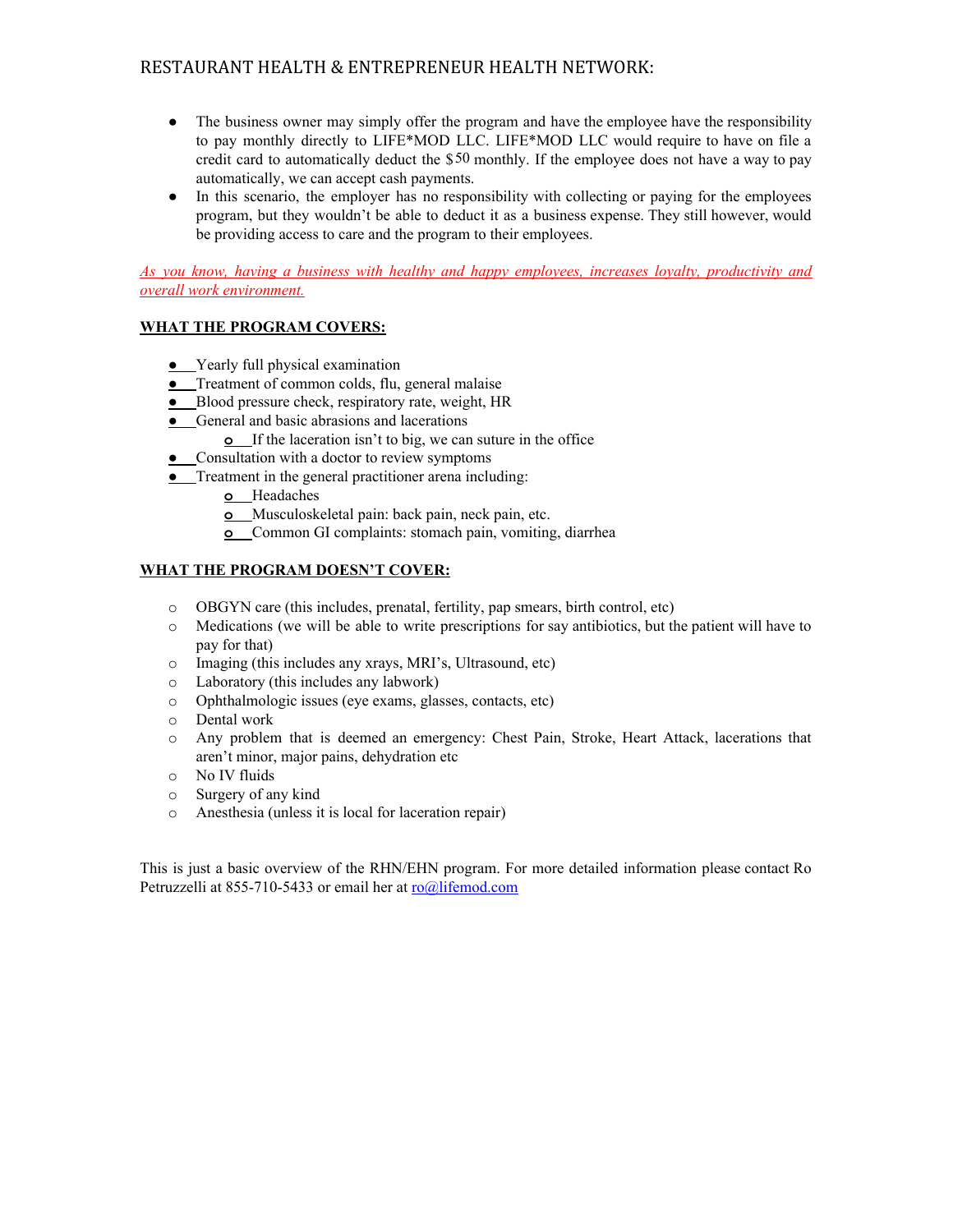- The business owner may simply offer the program and have the employee have the responsibility to pay monthly directly to LIFE*MOD LLC. LIFE*MOD LLC would require to have on file a credit card to automatically deduct the $50 monthly. If the employee does not have a way to pay automatically, we can accept cash payments.
- In this scenario, the employer has no responsibility with collecting or paying for the employees program, but they wouldn't be able to deduct it as a business expense. They still however, would be providing access to care and the program to their employees.

*As you know, having a business with healthy and happy employees, increases loyalty, productivity and overall work environment.*

**WHAT THE PROGRAM COVERS:**

- Yearly full physical examination
- Treatment of common colds, flu, general malaise
- Blood pressure check, respiratory rate, weight, HR
- General and basic abrasions and lacerations
  - If the laceration isn't to big, we can suture in the office
- Consultation with a doctor to review symptoms
- Treatment in the general practitioner arena including:
  - Headaches
  - Musculoskeletal pain: back pain, neck pain, etc.
  - Common GI complaints: stomach pain, vomiting, diarrhea

**WHAT THE PROGRAM DOESN'T COVER:**

- OBGYN care (this includes, prenatal, fertility, pap smears, birth control, etc)
- Medications (we will be able to write prescriptions for say antibiotics, but the patient will have to pay for that)
- Imaging (this includes any xrays, MRI's, Ultrasound, etc)
- Laboratory (this includes any labwork)
- Ophthalmologic issues (eye exams, glasses, contacts, etc)
- Dental work
- Any problem that is deemed an emergency: Chest Pain, Stroke, Heart Attack, lacerations that aren't minor, major pains, dehydration etc
- No IV fluids
- Surgery of any kind
- Anesthesia (unless it is local for laceration repair)

This is just a basic overview of the RHN/EHN program. For more detailed information please contact Ro Petruzzelli at 855-710-5433 or email her at ro@lifemod.com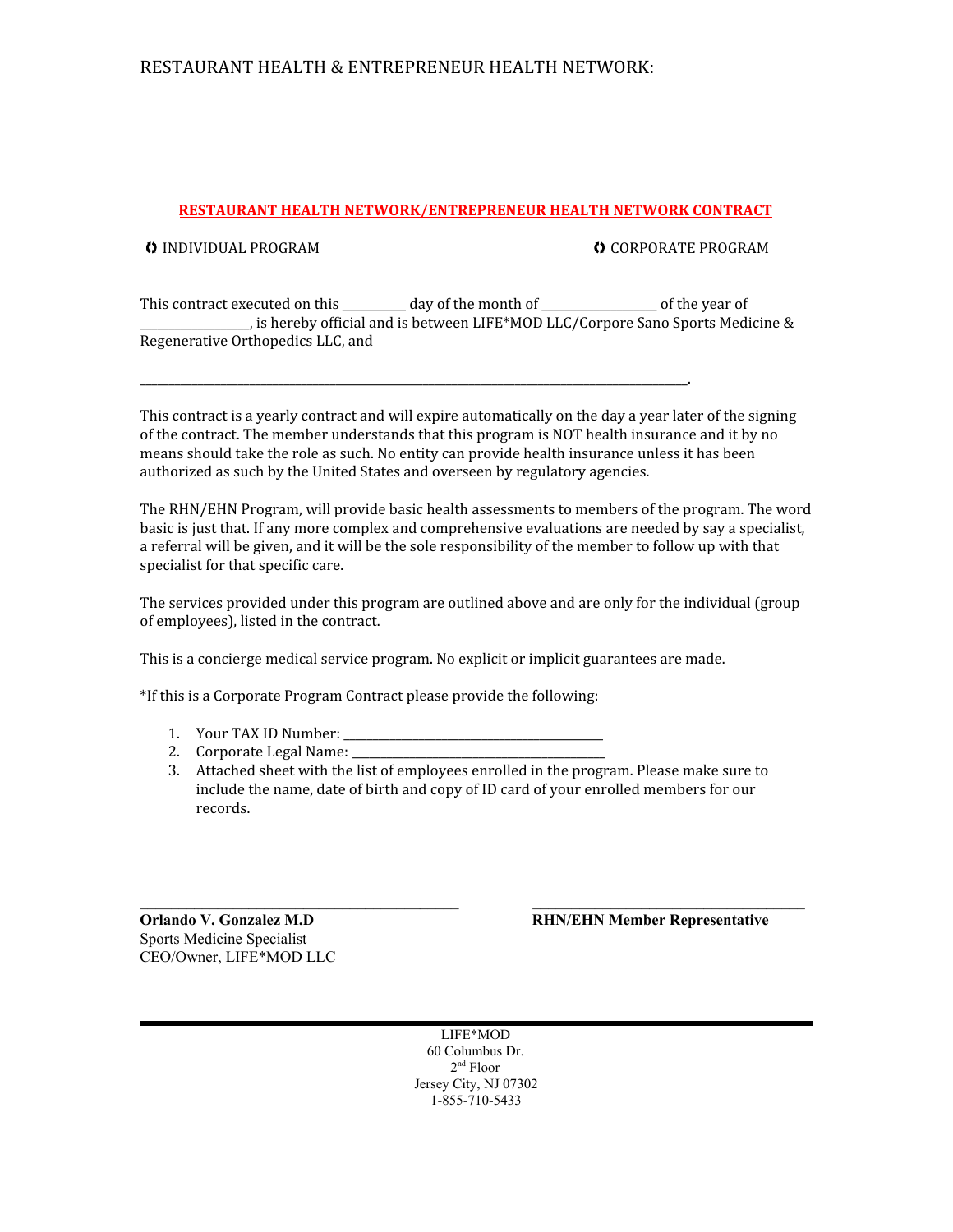RESTAURANT HEALTH & ENTREPRENEUR HEALTH NETWORK:

## RESTAURANT HEALTH NETWORK/ENTREPRENEUR HEALTH NETWORK CONTRACT

☐ INDIVIDUAL PROGRAM ☐ CORPORATE PROGRAM

This contract executed on this __________ day of the month of __________________ of the year of __________________, is hereby official and is between LIFE*MOD LLC/Corpore Sano Sports Medicine & Regenerative Orthopedics LLC, and

_____________________________________________________________________________________________.

This contract is a yearly contract and will expire automatically on the day a year later of the signing of the contract. The member understands that this program is NOT health insurance and it by no means should take the role as such. No entity can provide health insurance unless it has been authorized as such by the United States and overseen by regulatory agencies.

The RHN/EHN Program, will provide basic health assessments to members of the program. The word basic is just that. If any more complex and comprehensive evaluations are needed by say a specialist, a referral will be given, and it will be the sole responsibility of the member to follow up with that specialist for that specific care.

The services provided under this program are outlined above and are only for the individual (group of employees), listed in the contract.

This is a concierge medical service program. No explicit or implicit guarantees are made.

*If this is a Corporate Program Contract please provide the following:

1. Your TAX ID Number: ________________________________________
2. Corporate Legal Name: ________________________________________
3. Attached sheet with the list of employees enrolled in the program. Please make sure to include the name, date of birth and copy of ID card of your enrolled members for our records.

_______________________________________

**Orlando V. Gonzalez M.D**
Sports Medicine Specialist
CEO/Owner, LIFE*MOD LLC

_______________________________________

**RHN/EHN Member Representative**

LIFE*MOD
60 Columbus Dr.
2nd Floor
Jersey City, NJ 07302
1-855-710-5433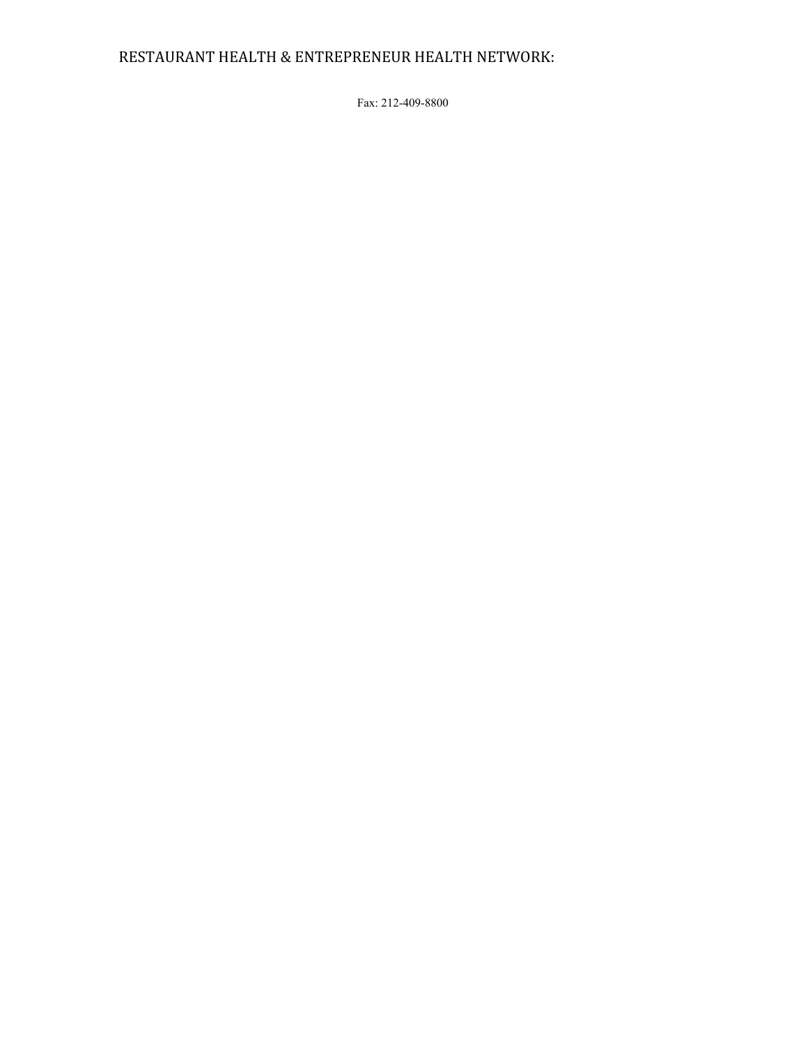RESTAURANT HEALTH & ENTREPRENEUR HEALTH NETWORK:

Fax: 212-409-8800